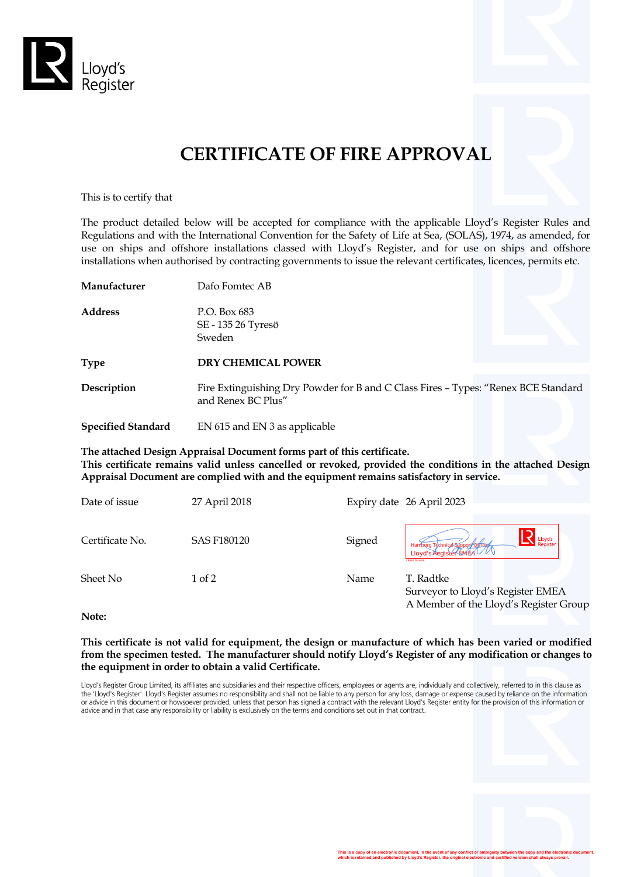Lloyd's Register

# CERTIFICATE OF FIRE APPROVAL

This is to certify that

The product detailed below will be accepted for compliance with the applicable Lloyd's Register Rules and Regulations and with the International Convention for the Safety of Life at Sea, (SOLAS), 1974, as amended, for use on ships and offshore installations classed with Lloyd's Register, and for use on ships and offshore installations when authorised by contracting governments to issue the relevant certificates, licences, permits etc.

| | |
|---|---|
| **Manufacturer** | Dafo Fomtec AB |
| **Address** | P.O. Box 683<br>SE - 135 26 Tyresö<br>Sweden |
| **Type** | **DRY CHEMICAL POWER** |
| **Description** | Fire Extinguishing Dry Powder for B and C Class Fires – Types: "Renex BCE Standard and Renex BC Plus" |
| **Specified Standard** | EN 615 and EN 3 as applicable |

**The attached Design Appraisal Document forms part of this certificate.**
**This certificate remains valid unless cancelled or revoked, provided the conditions in the attached Design Appraisal Document are complied with and the equipment remains satisfactory in service.**

| | | | |
|---|---|---|---|
| Date of issue | 27 April 2018 | Expiry date | 26 April 2023 |
| Certificate No. | SAS F180120 | Signed | Hamburg Technical Support Office<br>Lloyd's Register EMEA |
| Sheet No | 1 of 2 | Name | T. Radtke<br>Surveyor to Lloyd's Register EMEA<br>A Member of the Lloyd's Register Group |

**Note:**

**This certificate is not valid for equipment, the design or manufacture of which has been varied or modified from the specimen tested. The manufacturer should notify Lloyd's Register of any modification or changes to the equipment in order to obtain a valid Certificate.**

Lloyd's Register Group Limited, its affiliates and subsidiaries and their respective officers, employees or agents are, individually and collectively, referred to in this clause as the 'Lloyd's Register'. Lloyd's Register assumes no responsibility and shall not be liable to any person for any loss, damage or expense caused by reliance on the information or advice in this document or howsoever provided, unless that person has signed a contract with the relevant Lloyd's Register entity for the provision of this information or advice and in that case any responsibility or liability is exclusively on the terms and conditions set out in that contract.

This is a copy of an electronic document. In the event of any conflict or ambiguity between the copy and the electronic document, which is retained and published by Lloyd's Register, the original electronic and certified version shall always prevail.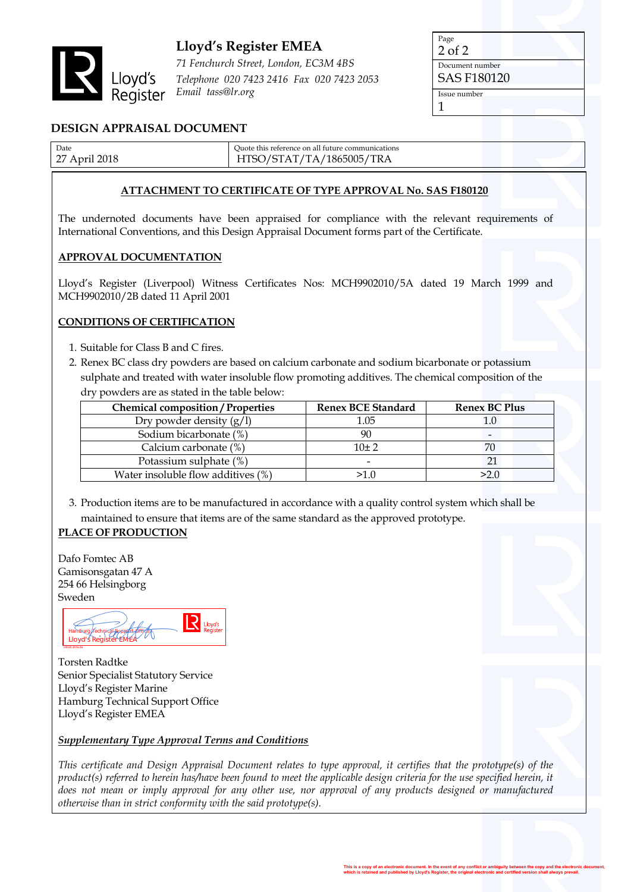# Lloyd's Register EMEA

*71 Fenchurch Street, London, EC3M 4BS*
*Telephone 020 7423 2416 Fax 020 7423 2053*
*Email tass@lr.org*

| | |
|---|---|
| Page | 2 of 2 |
| Document number | SAS F180120 |
| Issue number | 1 |

## DESIGN APPRAISAL DOCUMENT

| Date | Quote this reference on all future communications |
|---|---|
| 27 April 2018 | HTSO/STAT/TA/1865005/TRA |

### ATTACHMENT TO CERTIFICATE OF TYPE APPROVAL No. SAS F180120

The undernoted documents have been appraised for compliance with the relevant requirements of International Conventions, and this Design Appraisal Document forms part of the Certificate.

### APPROVAL DOCUMENTATION

Lloyd's Register (Liverpool) Witness Certificates Nos: MCH9902010/5A dated 19 March 1999 and MCH9902010/2B dated 11 April 2001

### CONDITIONS OF CERTIFICATION

1. Suitable for Class B and C fires.
2. Renex BC class dry powders are based on calcium carbonate and sodium bicarbonate or potassium sulphate and treated with water insoluble flow promoting additives. The chemical composition of the dry powders are as stated in the table below:

| Chemical composition / Properties | Renex BCE Standard | Renex BC Plus |
|---|---|---|
| Dry powder density (g/l) | 1.05 | 1.0 |
| Sodium bicarbonate (%) | 90 | - |
| Calcium carbonate (%) | 10± 2 | 70 |
| Potassium sulphate (%) | - | 21 |
| Water insoluble flow additives (%) | >1.0 | >2.0 |

3. Production items are to be manufactured in accordance with a quality control system which shall be maintained to ensure that items are of the same standard as the approved prototype.

### PLACE OF PRODUCTION

Dafo Fomtec AB
Gamisonsgatan 47 A
254 66 Helsingborg
Sweden

Hamburg Technical Support Office
Lloyd's Register EMEA

Torsten Radtke
Senior Specialist Statutory Service
Lloyd's Register Marine
Hamburg Technical Support Office
Lloyd's Register EMEA

***Supplementary Type Approval Terms and Conditions***

*This certificate and Design Appraisal Document relates to type approval, it certifies that the prototype(s) of the product(s) referred to herein has/have been found to meet the applicable design criteria for the use specified herein, it does not mean or imply approval for any other use, nor approval of any products designed or manufactured otherwise than in strict conformity with the said prototype(s).*

This is a copy of an electronic document. In the event of any conflict or ambiguity between the copy and the electronic document, which is retained and published by Lloyd's Register, the original electronic and certified version shall always prevail.